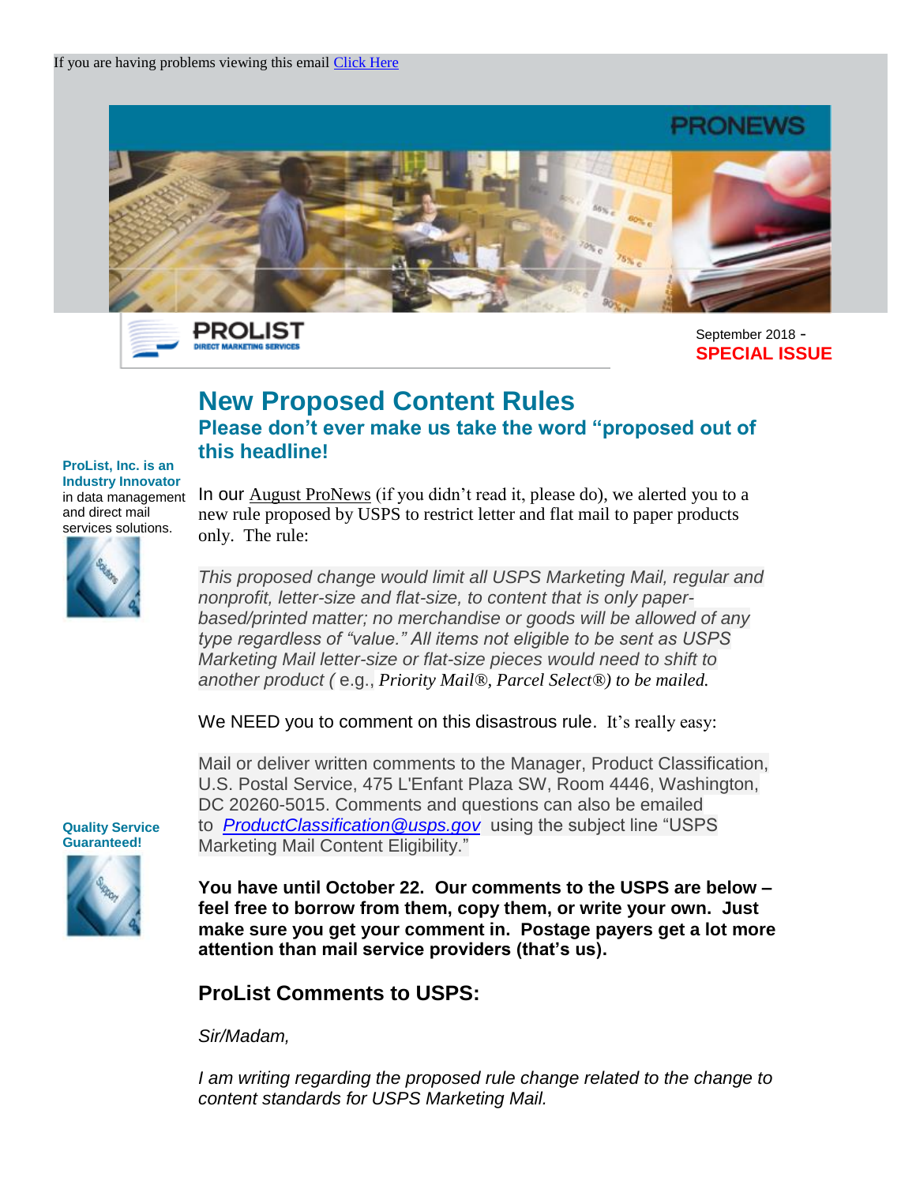If you are having problems viewing this email [Click Here]

PRONEWS

PROLIST
DIRECT MARKETING SERVICES

September 2018 - **SPECIAL ISSUE**

**ProList, Inc. is an Industry Innovator** in data management and direct mail services solutions.

**Quality Service Guaranteed!**

# New Proposed Content Rules

## Please don't ever make us take the word "proposed out of this headline!

In our August ProNews (if you didn't read it, please do), we alerted you to a new rule proposed by USPS to restrict letter and flat mail to paper products only. The rule:

*This proposed change would limit all USPS Marketing Mail, regular and nonprofit, letter-size and flat-size, to content that is only paper-based/printed matter; no merchandise or goods will be allowed of any type regardless of "value." All items not eligible to be sent as USPS Marketing Mail letter-size or flat-size pieces would need to shift to another product (* e.g., *Priority Mail®, Parcel Select®) to be mailed.*

We NEED you to comment on this disastrous rule. It's really easy:

Mail or deliver written comments to the Manager, Product Classification, U.S. Postal Service, 475 L'Enfant Plaza SW, Room 4446, Washington, DC 20260-5015. Comments and questions can also be emailed to *ProductClassification@usps.gov* using the subject line "USPS Marketing Mail Content Eligibility."

**You have until October 22. Our comments to the USPS are below – feel free to borrow from them, copy them, or write your own. Just make sure you get your comment in. Postage payers get a lot more attention than mail service providers (that's us).**

### ProList Comments to USPS:

*Sir/Madam,*

*I am writing regarding the proposed rule change related to the change to content standards for USPS Marketing Mail.*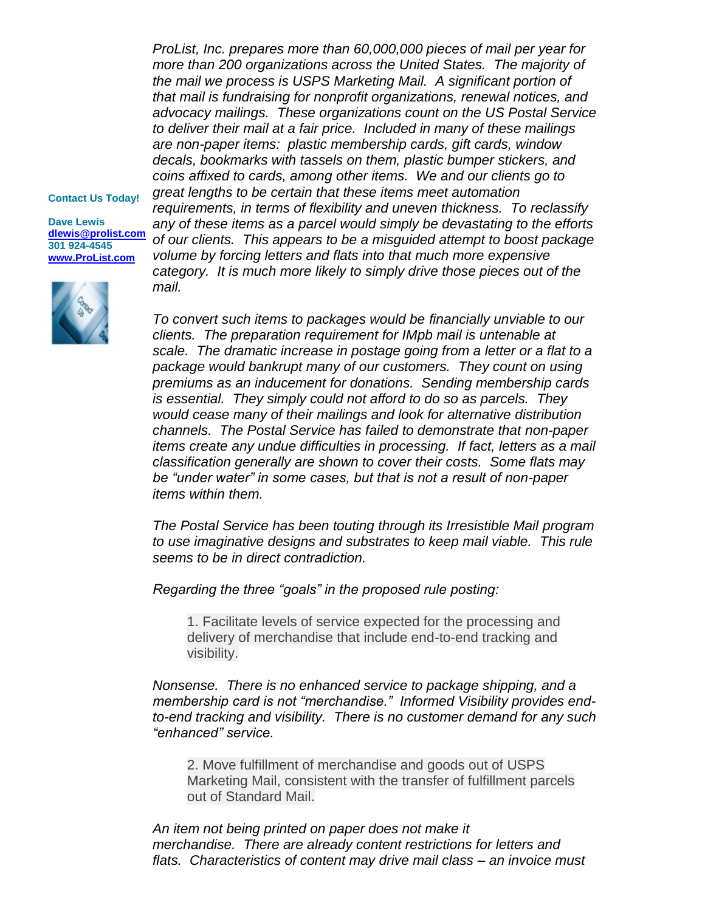**Contact Us Today!**

**Dave Lewis**
**dlewis@prolist.com**
**301 924-4545**
**www.ProList.com**

*ProList, Inc. prepares more than 60,000,000 pieces of mail per year for more than 200 organizations across the United States. The majority of the mail we process is USPS Marketing Mail. A significant portion of that mail is fundraising for nonprofit organizations, renewal notices, and advocacy mailings. These organizations count on the US Postal Service to deliver their mail at a fair price. Included in many of these mailings are non-paper items: plastic membership cards, gift cards, window decals, bookmarks with tassels on them, plastic bumper stickers, and coins affixed to cards, among other items. We and our clients go to great lengths to be certain that these items meet automation requirements, in terms of flexibility and uneven thickness. To reclassify any of these items as a parcel would simply be devastating to the efforts of our clients. This appears to be a misguided attempt to boost package volume by forcing letters and flats into that much more expensive category. It is much more likely to simply drive those pieces out of the mail.*

*To convert such items to packages would be financially unviable to our clients. The preparation requirement for IMpb mail is untenable at scale. The dramatic increase in postage going from a letter or a flat to a package would bankrupt many of our customers. They count on using premiums as an inducement for donations. Sending membership cards is essential. They simply could not afford to do so as parcels. They would cease many of their mailings and look for alternative distribution channels. The Postal Service has failed to demonstrate that non-paper items create any undue difficulties in processing. If fact, letters as a mail classification generally are shown to cover their costs. Some flats may be "under water" in some cases, but that is not a result of non-paper items within them.*

*The Postal Service has been touting through its Irresistible Mail program to use imaginative designs and substrates to keep mail viable. This rule seems to be in direct contradiction.*

*Regarding the three "goals" in the proposed rule posting:*

> 1. Facilitate levels of service expected for the processing and delivery of merchandise that include end-to-end tracking and visibility.

*Nonsense. There is no enhanced service to package shipping, and a membership card is not "merchandise." Informed Visibility provides end-to-end tracking and visibility. There is no customer demand for any such "enhanced" service.*

> 2. Move fulfillment of merchandise and goods out of USPS Marketing Mail, consistent with the transfer of fulfillment parcels out of Standard Mail.

*An item not being printed on paper does not make it merchandise. There are already content restrictions for letters and flats. Characteristics of content may drive mail class – an invoice must*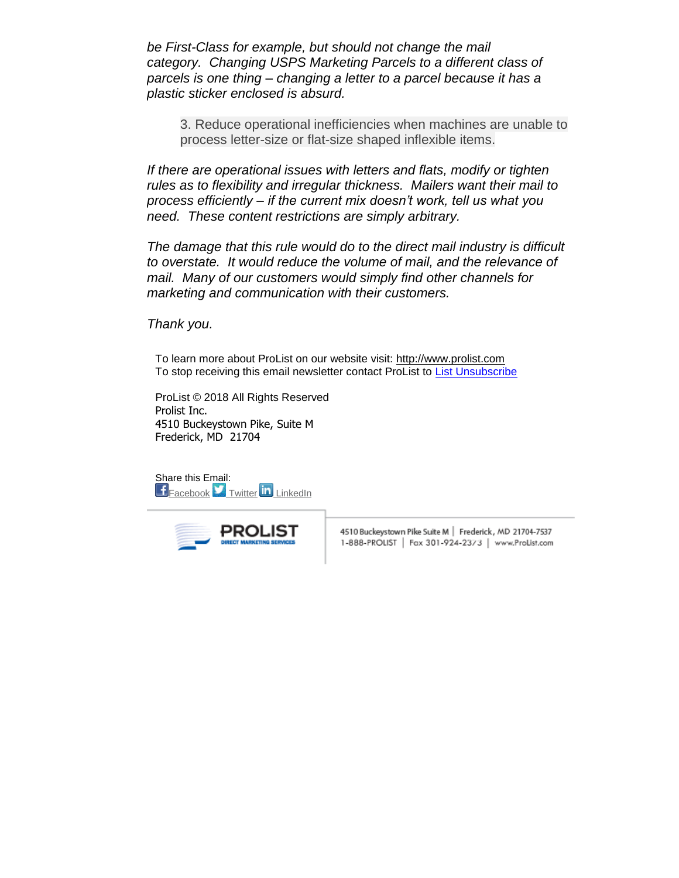*be First-Class for example, but should not change the mail category. Changing USPS Marketing Parcels to a different class of parcels is one thing – changing a letter to a parcel because it has a plastic sticker enclosed is absurd.*

> 3. Reduce operational inefficiencies when machines are unable to process letter-size or flat-size shaped inflexible items.

*If there are operational issues with letters and flats, modify or tighten rules as to flexibility and irregular thickness. Mailers want their mail to process efficiently – if the current mix doesn't work, tell us what you need. These content restrictions are simply arbitrary.*

*The damage that this rule would do to the direct mail industry is difficult to overstate. It would reduce the volume of mail, and the relevance of mail. Many of our customers would simply find other channels for marketing and communication with their customers.*

*Thank you.*

To learn more about ProList on our website visit: http://www.prolist.com
To stop receiving this email newsletter contact ProList to List Unsubscribe

ProList © 2018 All Rights Reserved
Prolist Inc.
4510 Buckeystown Pike, Suite M
Frederick, MD 21704

Share this Email:
Facebook Twitter LinkedIn

PROLIST
DIRECT MARKETING SERVICES

4510 Buckeystown Pike Suite M | Frederick, MD 21704-7537
1-888-PROLIST | Fax 301-924-2373 | www.ProList.com